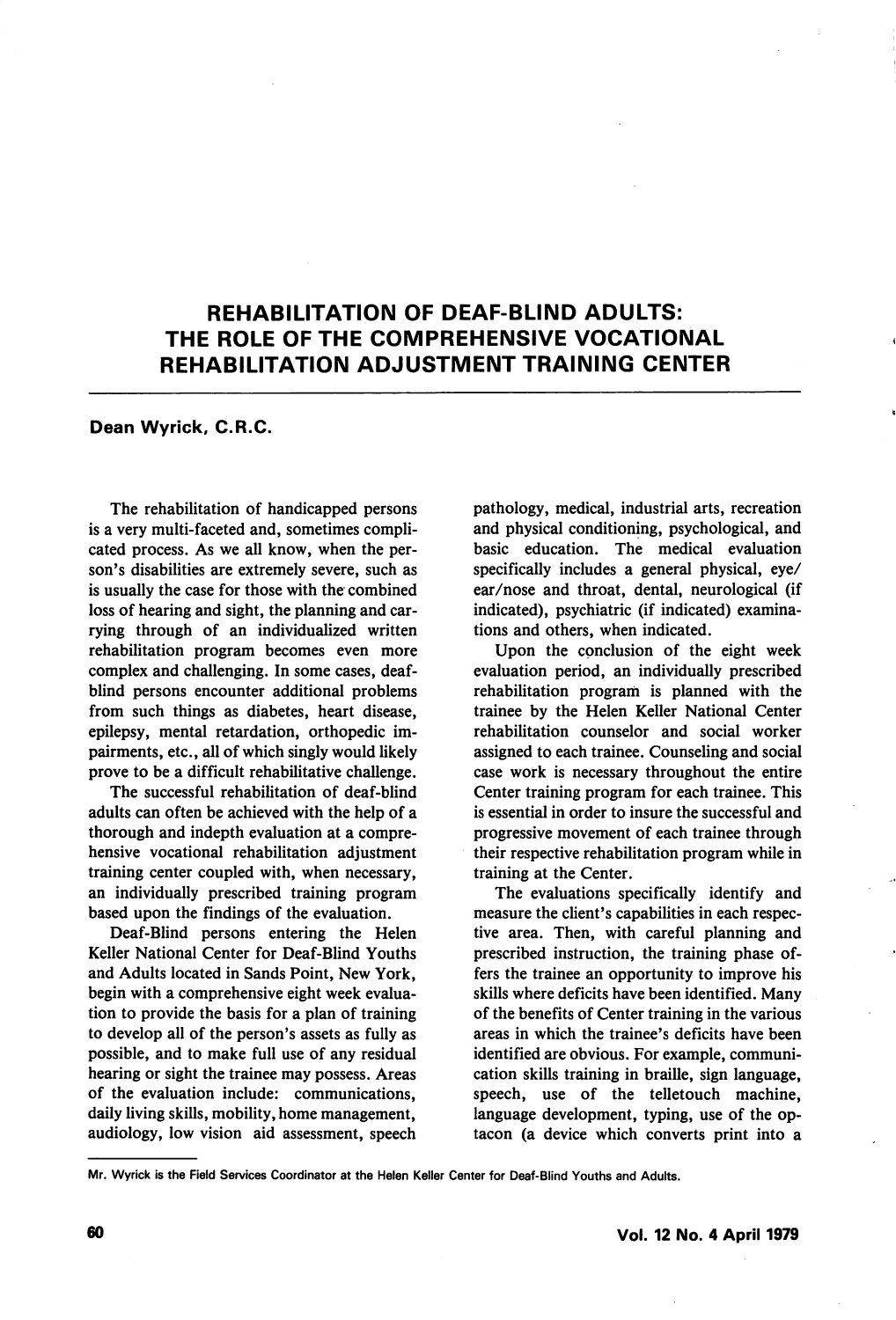# REHABILITATION OF DEAF-BLIND ADULTS: THE ROLE OF THE COMPREHENSIVE VOCATIONAL REHABILITATION ADJUSTMENT TRAINING CENTER

**Dean Wyrick, C.R.C.**

The rehabilitation of handicapped persons is a very multi-faceted and, sometimes complicated process. As we all know, when the person's disabilities are extremely severe, such as is usually the case for those with the combined loss of hearing and sight, the planning and carrying through of an individualized written rehabilitation program becomes even more complex and challenging. In some cases, deaf-blind persons encounter additional problems from such things as diabetes, heart disease, epilepsy, mental retardation, orthopedic impairments, etc., all of which singly would likely prove to be a difficult rehabilitative challenge.

The successful rehabilitation of deaf-blind adults can often be achieved with the help of a thorough and indepth evaluation at a comprehensive vocational rehabilitation adjustment training center coupled with, when necessary, an individually prescribed training program based upon the findings of the evaluation.

Deaf-Blind persons entering the Helen Keller National Center for Deaf-Blind Youths and Adults located in Sands Point, New York, begin with a comprehensive eight week evaluation to provide the basis for a plan of training to develop all of the person's assets as fully as possible, and to make full use of any residual hearing or sight the trainee may possess. Areas of the evaluation include: communications, daily living skills, mobility, home management, audiology, low vision aid assessment, speech pathology, medical, industrial arts, recreation and physical conditioning, psychological, and basic education. The medical evaluation specifically includes a general physical, eye/ear/nose and throat, dental, neurological (if indicated), psychiatric (if indicated) examinations and others, when indicated.

Upon the conclusion of the eight week evaluation period, an individually prescribed rehabilitation program is planned with the trainee by the Helen Keller National Center rehabilitation counselor and social worker assigned to each trainee. Counseling and social case work is necessary throughout the entire Center training program for each trainee. This is essential in order to insure the successful and progressive movement of each trainee through their respective rehabilitation program while in training at the Center.

The evaluations specifically identify and measure the client's capabilities in each respective area. Then, with careful planning and prescribed instruction, the training phase offers the trainee an opportunity to improve his skills where deficits have been identified. Many of the benefits of Center training in the various areas in which the trainee's deficits have been identified are obvious. For example, communication skills training in braille, sign language, speech, use of the telletouch machine, language development, typing, use of the optacon (a device which converts print into a

Mr. Wyrick is the Field Services Coordinator at the Helen Keller Center for Deaf-Blind Youths and Adults.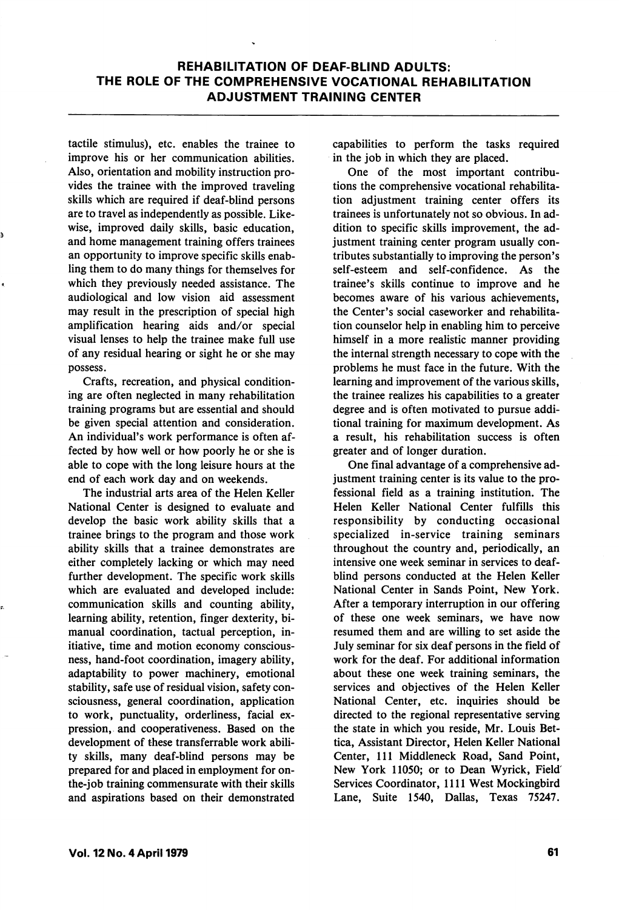tactile stimulus), etc. enables the trainee to improve his or her communication abilities. Also, orientation and mobility instruction provides the trainee with the improved traveling skills which are required if deaf-blind persons are to travel as independently as possible. Likewise, improved daily skills, basic education, and home management training offers trainees an opportunity to improve specific skills enabling them to do many things for themselves for which they previously needed assistance. The audiological and low vision aid assessment may result in the prescription of special high amplification hearing aids and/or special visual lenses to help the trainee make full use of any residual hearing or sight he or she may possess.

Crafts, recreation, and physical conditioning are often neglected in many rehabilitation training programs but are essential and should be given special attention and consideration. An individual's work performance is often affected by how well or how poorly he or she is able to cope with the long leisure hours at the end of each work day and on weekends.

The industrial arts area of the Helen Keller National Center is designed to evaluate and develop the basic work ability skills that a trainee brings to the program and those work ability skills that a trainee demonstrates are either completely lacking or which may need further development. The specific work skills which are evaluated and developed include: communication skills and counting ability, learning ability, retention, finger dexterity, bimanual coordination, tactual perception, initiative, time and motion economy consciousness, hand-foot coordination, imagery ability, adaptability to power machinery, emotional stability, safe use of residual vision, safety consciousness, general coordination, application to work, punctuality, orderliness, facial expression, and cooperativeness. Based on the development of these transferrable work ability skills, many deaf-blind persons may be prepared for and placed in employment for on-the-job training commensurate with their skills and aspirations based on their demonstrated capabilities to perform the tasks required in the job in which they are placed.

One of the most important contributions the comprehensive vocational rehabilitation adjustment training center offers its trainees is unfortunately not so obvious. In addition to specific skills improvement, the adjustment training center program usually contributes substantially to improving the person's self-esteem and self-confidence. As the trainee's skills continue to improve and he becomes aware of his various achievements, the Center's social caseworker and rehabilitation counselor help in enabling him to perceive himself in a more realistic manner providing the internal strength necessary to cope with the problems he must face in the future. With the learning and improvement of the various skills, the trainee realizes his capabilities to a greater degree and is often motivated to pursue additional training for maximum development. As a result, his rehabilitation success is often greater and of longer duration.

One final advantage of a comprehensive adjustment training center is its value to the professional field as a training institution. The Helen Keller National Center fulfills this responsibility by conducting occasional specialized in-service training seminars throughout the country and, periodically, an intensive one week seminar in services to deaf-blind persons conducted at the Helen Keller National Center in Sands Point, New York. After a temporary interruption in our offering of these one week seminars, we have now resumed them and are willing to set aside the July seminar for six deaf persons in the field of work for the deaf. For additional information about these one week training seminars, the services and objectives of the Helen Keller National Center, etc. inquiries should be directed to the regional representative serving the state in which you reside, Mr. Louis Bettica, Assistant Director, Helen Keller National Center, 111 Middleneck Road, Sand Point, New York 11050; or to Dean Wyrick, Field Services Coordinator, 1111 West Mockingbird Lane, Suite 1540, Dallas, Texas 75247.